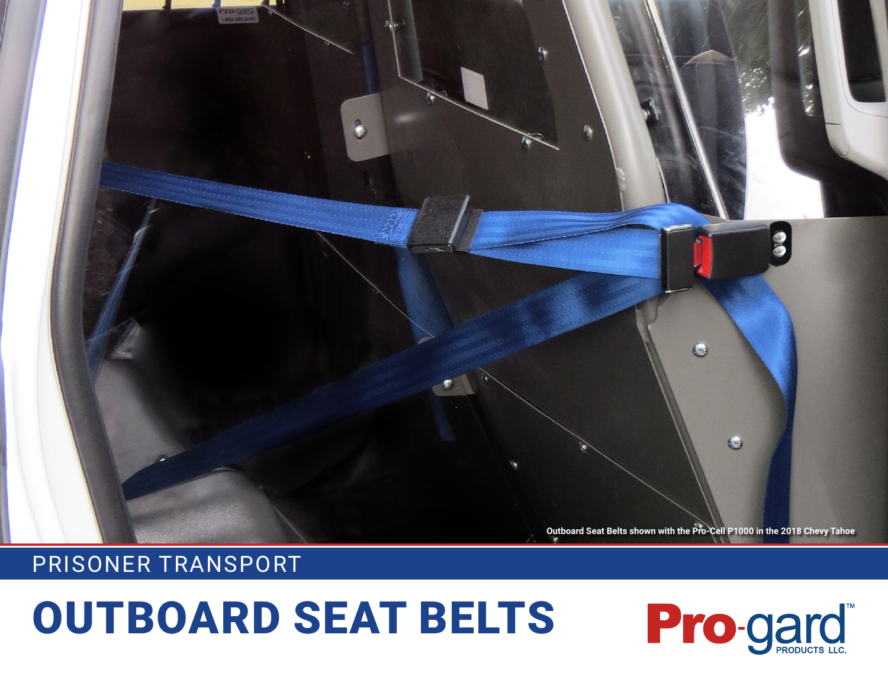Outboard Seat Belts shown with the Pro-Cell P1000 in the 2018 Chevy Tahoe

PRISONER TRANSPORT

# OUTBOARD SEAT BELTS

Pro-gard™ PRODUCTS LLC.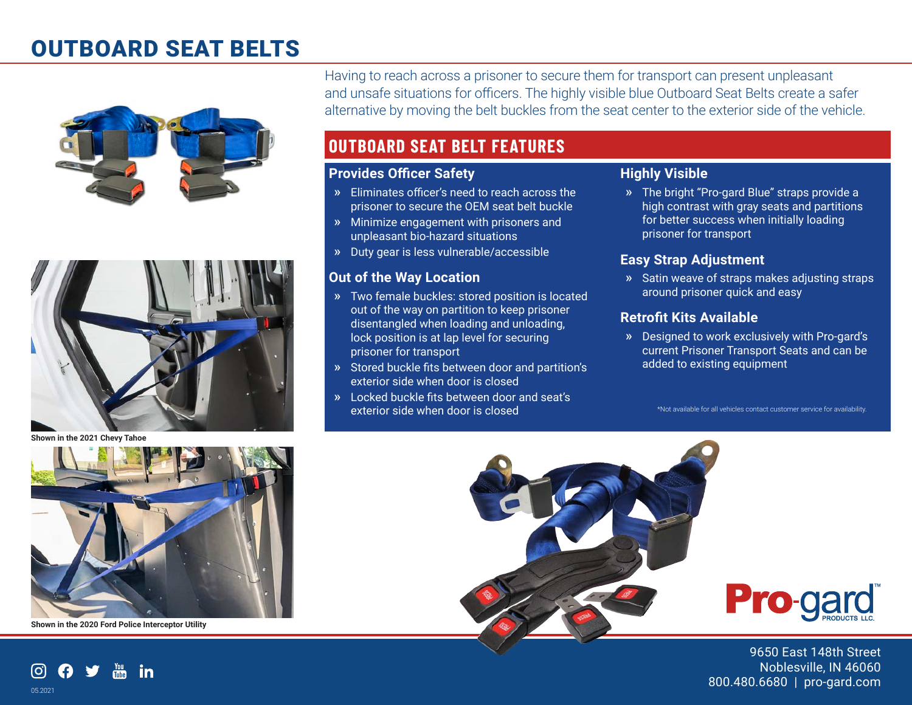# OUTBOARD SEAT BELTS

Having to reach across a prisoner to secure them for transport can present unpleasant and unsafe situations for officers. The highly visible blue Outboard Seat Belts create a safer alternative by moving the belt buckles from the seat center to the exterior side of the vehicle.

## OUTBOARD SEAT BELT FEATURES

### Provides Officer Safety

- Eliminates officer's need to reach across the prisoner to secure the OEM seat belt buckle
- Minimize engagement with prisoners and unpleasant bio-hazard situations
- Duty gear is less vulnerable/accessible

### Out of the Way Location

- Two female buckles: stored position is located out of the way on partition to keep prisoner disentangled when loading and unloading, lock position is at lap level for securing prisoner for transport
- Stored buckle fits between door and partition's exterior side when door is closed
- Locked buckle fits between door and seat's exterior side when door is closed

### Highly Visible

- The bright "Pro-gard Blue" straps provide a high contrast with gray seats and partitions for better success when initially loading prisoner for transport

### Easy Strap Adjustment

- Satin weave of straps makes adjusting straps around prisoner quick and easy

### Retrofit Kits Available

- Designed to work exclusively with Pro-gard's current Prisoner Transport Seats and can be added to existing equipment

*Not available for all vehicles contact customer service for availability.

Shown in the 2021 Chevy Tahoe

Shown in the 2020 Ford Police Interceptor Utility

Pro-gard PRODUCTS LLC.

9650 East 148th Street
Noblesville, IN 46060
800.480.6680 | pro-gard.com

05.2021